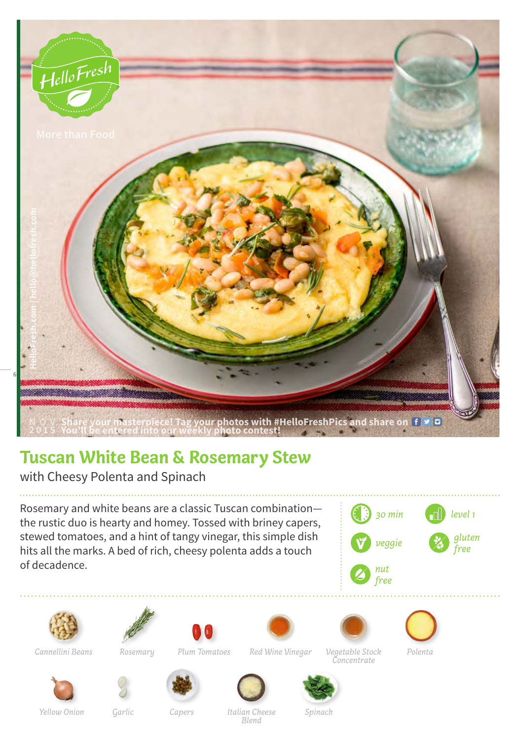HelloFresh

More than Food

NOV 2015 Share your masterpiece! Tag your photos with #HelloFreshPics and share on You'll be entered into our weekly photo contest!

HelloFresh.com | hello@hellofresh.com

# Tuscan White Bean & Rosemary Stew

with Cheesy Polenta and Spinach

Rosemary and white beans are a classic Tuscan combination—the rustic duo is hearty and homey. Tossed with briney capers, stewed tomatoes, and a hint of tangy vinegar, this simple dish hits all the marks. A bed of rich, cheesy polenta adds a touch of decadence.

*30 min* | *level 1* | *veggie* | *gluten free* | *nut free*

*Cannellini Beans*, *Rosemary*, *Plum Tomatoes*, *Red Wine Vinegar*, *Vegetable Stock Concentrate*, *Polenta*, *Yellow Onion*, *Garlic*, *Capers*, *Italian Cheese Blend*, *Spinach*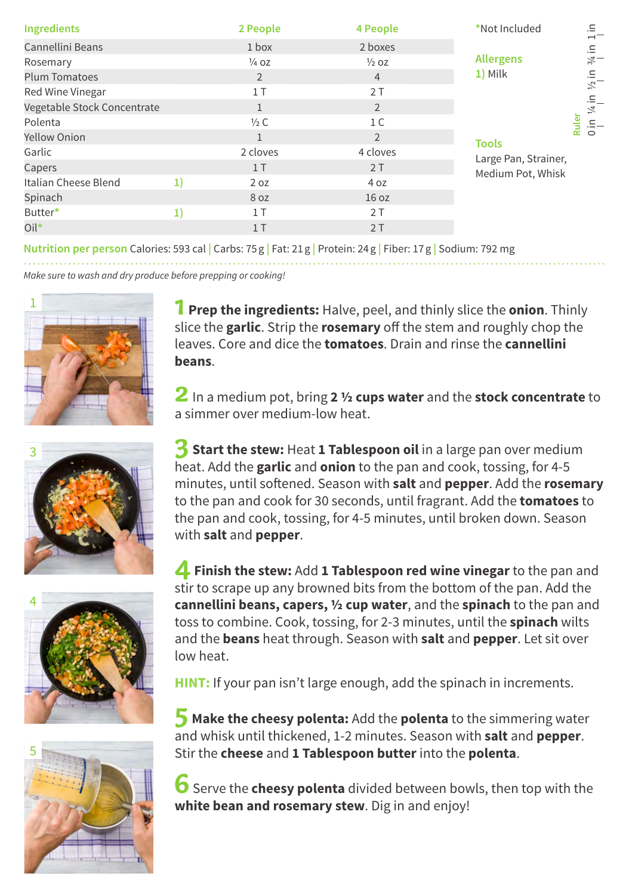| Ingredients | | 2 People | 4 People |
|---|---|---|---|
| Cannellini Beans | | 1 box | 2 boxes |
| Rosemary | | ¼ oz | ½ oz |
| Plum Tomatoes | | 2 | 4 |
| Red Wine Vinegar | | 1 T | 2 T |
| Vegetable Stock Concentrate | | 1 | 2 |
| Polenta | | ½ C | 1 C |
| Yellow Onion | | 1 | 2 |
| Garlic | | 2 cloves | 4 cloves |
| Capers | | 1 T | 2 T |
| Italian Cheese Blend | 1) | 2 oz | 4 oz |
| Spinach | | 8 oz | 16 oz |
| Butter* | 1) | 1 T | 2 T |
| Oil* | | 1 T | 2 T |

*Not Included

**Allergens**

1) Milk

**Tools**

Large Pan, Strainer, Medium Pot, Whisk

Ruler

0 in ¼ in ½ in ¾ in 1 in

**Nutrition per person** Calories: 593 cal | Carbs: 75 g | Fat: 21 g | Protein: 24 g | Fiber: 17 g | Sodium: 792 mg

*Make sure to wash and dry produce before prepping or cooking!*

1

3

4

5

**1 Prep the ingredients:** Halve, peel, and thinly slice the **onion**. Thinly slice the **garlic**. Strip the **rosemary** off the stem and roughly chop the leaves. Core and dice the **tomatoes**. Drain and rinse the **cannellini beans**.

**2** In a medium pot, bring **2 ½ cups water** and the **stock concentrate** to a simmer over medium-low heat.

**3 Start the stew:** Heat **1 Tablespoon oil** in a large pan over medium heat. Add the **garlic** and **onion** to the pan and cook, tossing, for 4-5 minutes, until softened. Season with **salt** and **pepper**. Add the **rosemary** to the pan and cook for 30 seconds, until fragrant. Add the **tomatoes** to the pan and cook, tossing, for 4-5 minutes, until broken down. Season with **salt** and **pepper**.

**4 Finish the stew:** Add **1 Tablespoon red wine vinegar** to the pan and stir to scrape up any browned bits from the bottom of the pan. Add the **cannellini beans, capers, ½ cup water**, and the **spinach** to the pan and toss to combine. Cook, tossing, for 2-3 minutes, until the **spinach** wilts and the **beans** heat through. Season with **salt** and **pepper**. Let sit over low heat.

**HINT:** If your pan isn't large enough, add the spinach in increments.

**5 Make the cheesy polenta:** Add the **polenta** to the simmering water and whisk until thickened, 1-2 minutes. Season with **salt** and **pepper**. Stir the **cheese** and **1 Tablespoon butter** into the **polenta**.

**6** Serve the **cheesy polenta** divided between bowls, then top with the **white bean and rosemary stew**. Dig in and enjoy!